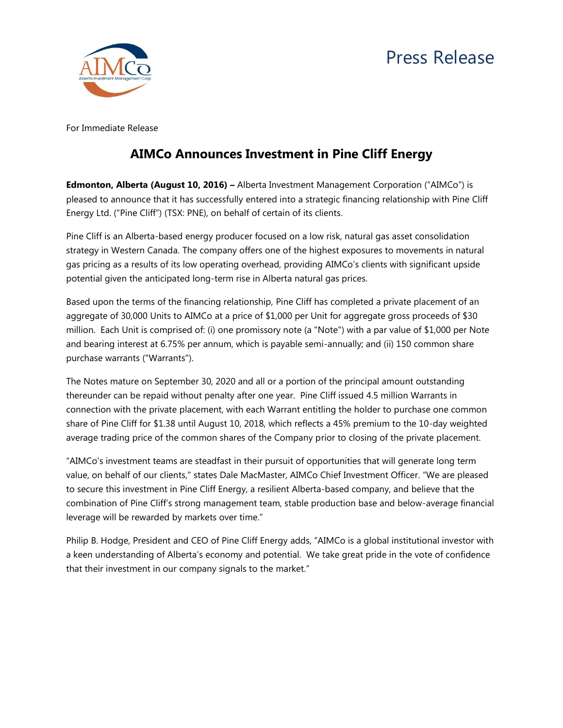Press Release

For Immediate Release

# AIMCo Announces Investment in Pine Cliff Energy

**Edmonton, Alberta (August 10, 2016) –** Alberta Investment Management Corporation ("AIMCo") is pleased to announce that it has successfully entered into a strategic financing relationship with Pine Cliff Energy Ltd. ("Pine Cliff") (TSX: PNE), on behalf of certain of its clients.

Pine Cliff is an Alberta-based energy producer focused on a low risk, natural gas asset consolidation strategy in Western Canada. The company offers one of the highest exposures to movements in natural gas pricing as a results of its low operating overhead, providing AIMCo's clients with significant upside potential given the anticipated long-term rise in Alberta natural gas prices.

Based upon the terms of the financing relationship, Pine Cliff has completed a private placement of an aggregate of 30,000 Units to AIMCo at a price of $1,000 per Unit for aggregate gross proceeds of $30 million. Each Unit is comprised of: (i) one promissory note (a "Note") with a par value of $1,000 per Note and bearing interest at 6.75% per annum, which is payable semi-annually; and (ii) 150 common share purchase warrants ("Warrants").

The Notes mature on September 30, 2020 and all or a portion of the principal amount outstanding thereunder can be repaid without penalty after one year. Pine Cliff issued 4.5 million Warrants in connection with the private placement, with each Warrant entitling the holder to purchase one common share of Pine Cliff for $1.38 until August 10, 2018, which reflects a 45% premium to the 10-day weighted average trading price of the common shares of the Company prior to closing of the private placement.

"AIMCo's investment teams are steadfast in their pursuit of opportunities that will generate long term value, on behalf of our clients," states Dale MacMaster, AIMCo Chief Investment Officer. "We are pleased to secure this investment in Pine Cliff Energy, a resilient Alberta-based company, and believe that the combination of Pine Cliff's strong management team, stable production base and below-average financial leverage will be rewarded by markets over time."

Philip B. Hodge, President and CEO of Pine Cliff Energy adds, "AIMCo is a global institutional investor with a keen understanding of Alberta's economy and potential. We take great pride in the vote of confidence that their investment in our company signals to the market."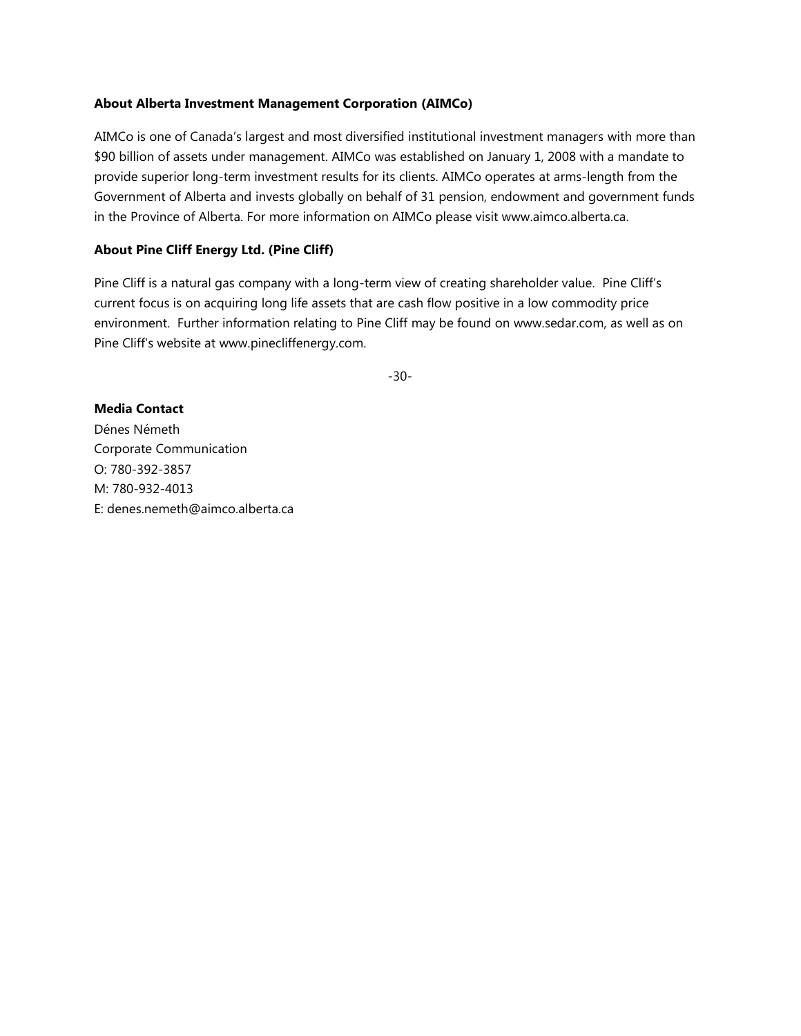**About Alberta Investment Management Corporation (AIMCo)**

AIMCo is one of Canada's largest and most diversified institutional investment managers with more than $90 billion of assets under management. AIMCo was established on January 1, 2008 with a mandate to provide superior long-term investment results for its clients. AIMCo operates at arms-length from the Government of Alberta and invests globally on behalf of 31 pension, endowment and government funds in the Province of Alberta. For more information on AIMCo please visit www.aimco.alberta.ca.

**About Pine Cliff Energy Ltd. (Pine Cliff)**

Pine Cliff is a natural gas company with a long-term view of creating shareholder value. Pine Cliff's current focus is on acquiring long life assets that are cash flow positive in a low commodity price environment. Further information relating to Pine Cliff may be found on www.sedar.com, as well as on Pine Cliff's website at www.pinecliffenergy.com.

-30-

**Media Contact**
Dénes Németh
Corporate Communication
O: 780-392-3857
M: 780-932-4013
E: denes.nemeth@aimco.alberta.ca